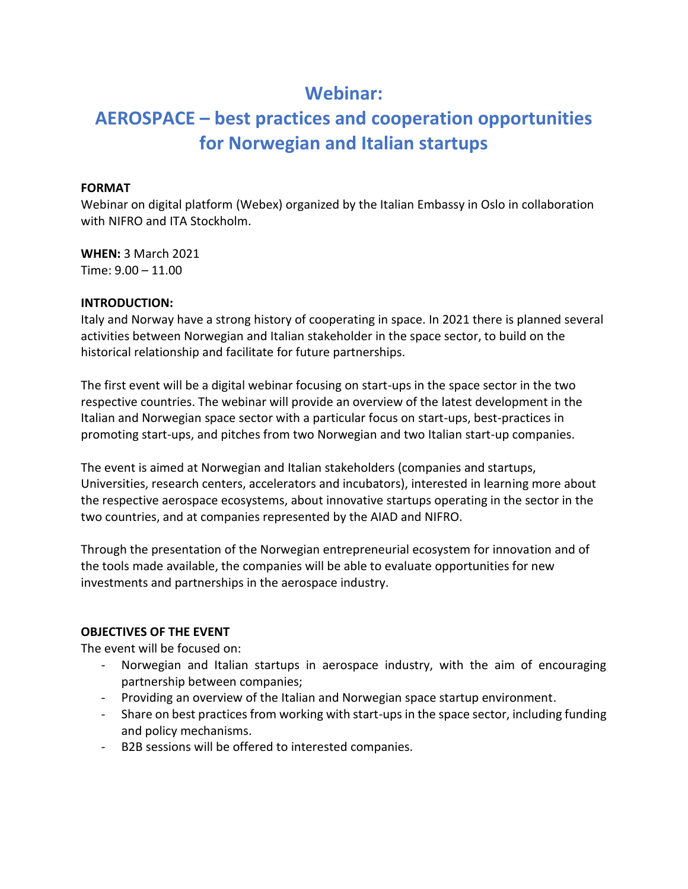# Webinar:
# AEROSPACE – best practices and cooperation opportunities for Norwegian and Italian startups

**FORMAT**
Webinar on digital platform (Webex) organized by the Italian Embassy in Oslo in collaboration with NIFRO and ITA Stockholm.

**WHEN:** 3 March 2021
Time: 9.00 – 11.00

**INTRODUCTION:**
Italy and Norway have a strong history of cooperating in space. In 2021 there is planned several activities between Norwegian and Italian stakeholder in the space sector, to build on the historical relationship and facilitate for future partnerships.

The first event will be a digital webinar focusing on start-ups in the space sector in the two respective countries. The webinar will provide an overview of the latest development in the Italian and Norwegian space sector with a particular focus on start-ups, best-practices in promoting start-ups, and pitches from two Norwegian and two Italian start-up companies.

The event is aimed at Norwegian and Italian stakeholders (companies and startups, Universities, research centers, accelerators and incubators), interested in learning more about the respective aerospace ecosystems, about innovative startups operating in the sector in the two countries, and at companies represented by the AIAD and NIFRO.

Through the presentation of the Norwegian entrepreneurial ecosystem for innovation and of the tools made available, the companies will be able to evaluate opportunities for new investments and partnerships in the aerospace industry.

**OBJECTIVES OF THE EVENT**
The event will be focused on:

- Norwegian and Italian startups in aerospace industry, with the aim of encouraging partnership between companies;
- Providing an overview of the Italian and Norwegian space startup environment.
- Share on best practices from working with start-ups in the space sector, including funding and policy mechanisms.
- B2B sessions will be offered to interested companies.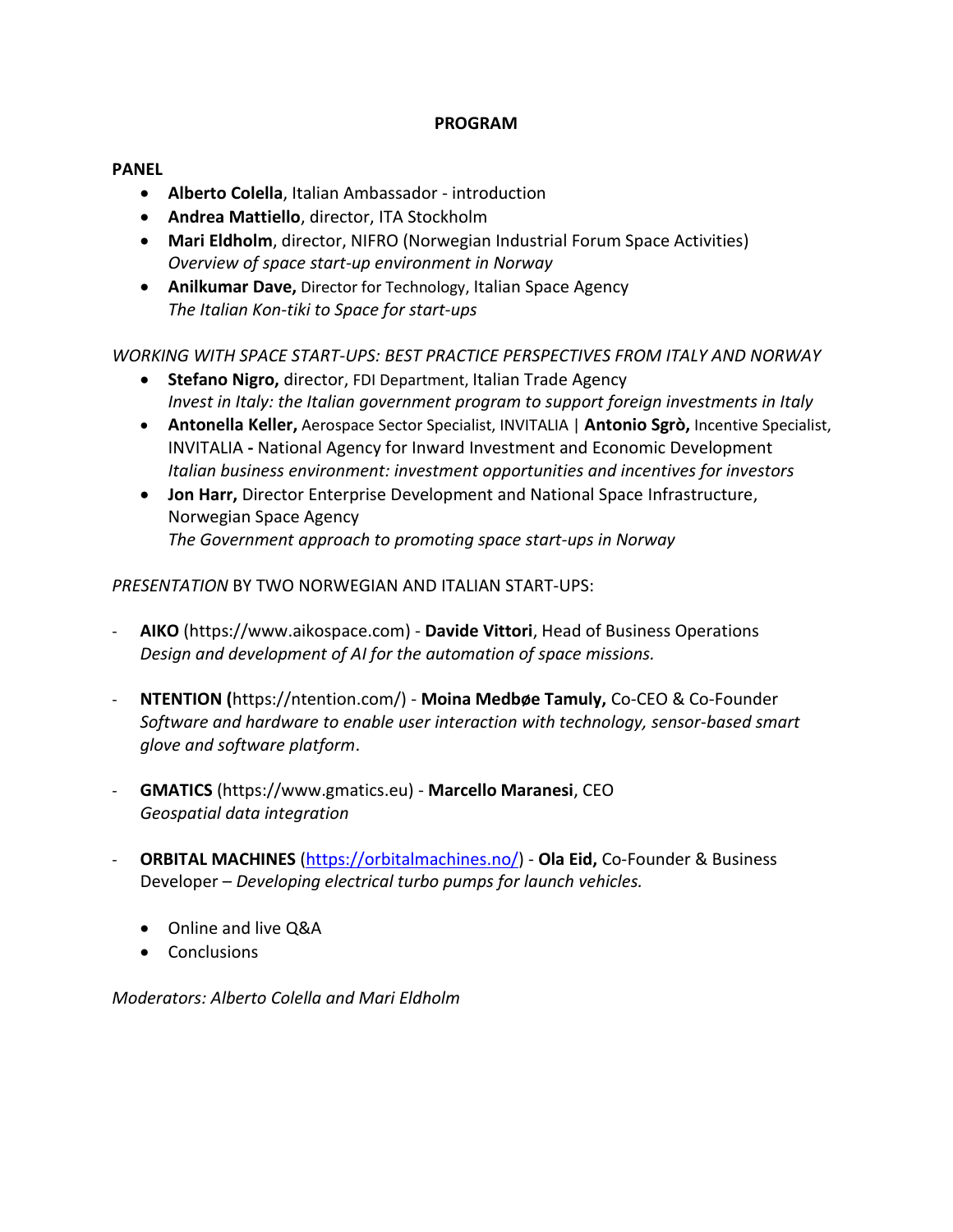# PROGRAM

**PANEL**

- **Alberto Colella**, Italian Ambassador - introduction
- **Andrea Mattiello**, director, ITA Stockholm
- **Mari Eldholm**, director, NIFRO (Norwegian Industrial Forum Space Activities)
  *Overview of space start-up environment in Norway*
- **Anilkumar Dave,** Director for Technology, Italian Space Agency
  *The Italian Kon-tiki to Space for start-ups*

*WORKING WITH SPACE START-UPS: BEST PRACTICE PERSPECTIVES FROM ITALY AND NORWAY*

- **Stefano Nigro,** director, FDI Department, Italian Trade Agency
  *Invest in Italy: the Italian government program to support foreign investments in Italy*
- **Antonella Keller,** Aerospace Sector Specialist, INVITALIA | **Antonio Sgrò,** Incentive Specialist, INVITALIA **-** National Agency for Inward Investment and Economic Development
  *Italian business environment: investment opportunities and incentives for investors*
- **Jon Harr,** Director Enterprise Development and National Space Infrastructure, Norwegian Space Agency
  *The Government approach to promoting space start-ups in Norway*

*PRESENTATION* BY TWO NORWEGIAN AND ITALIAN START-UPS:

- **AIKO** (https://www.aikospace.com) - **Davide Vittori**, Head of Business Operations
  *Design and development of AI for the automation of space missions.*

- **NTENTION (**https://ntention.com/) - **Moina Medbøe Tamuly,** Co-CEO & Co-Founder
  *Software and hardware to enable user interaction with technology, sensor-based smart glove and software platform*.

- **GMATICS** (https://www.gmatics.eu) - **Marcello Maranesi**, CEO
  *Geospatial data integration*

- **ORBITAL MACHINES** (https://orbitalmachines.no/) - **Ola Eid,** Co-Founder & Business Developer – *Developing electrical turbo pumps for launch vehicles.*

  - Online and live Q&A
  - Conclusions

*Moderators: Alberto Colella and Mari Eldholm*